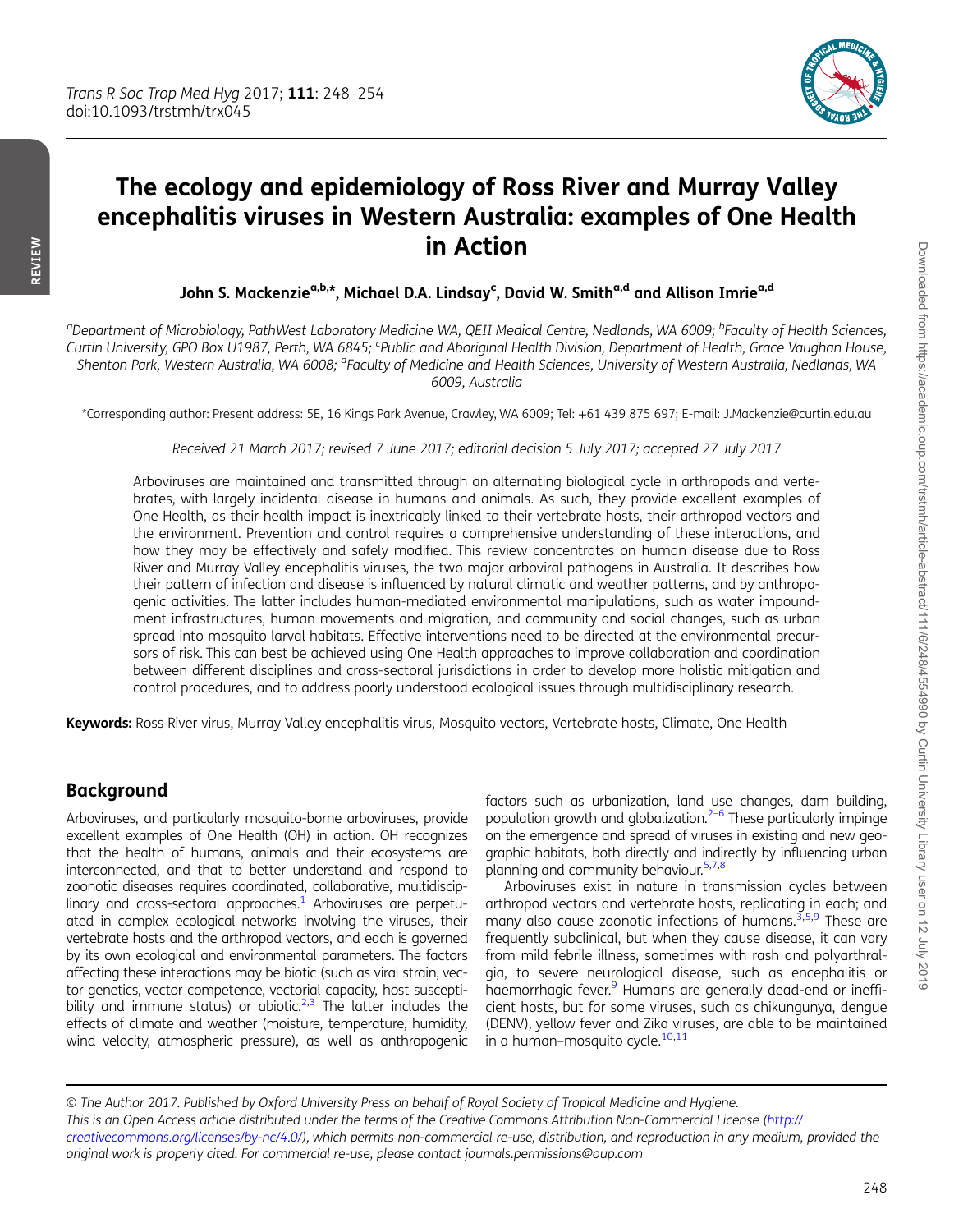# The ecology and epidemiology of Ross River and Murray Valley encephalitis viruses in Western Australia: examples of One Health in Action

**John S. Mackenzie[a,b,*], Michael D.A. Lindsay[c], David W. Smith[a,d] and Allison Imrie[a,d]**

[a]Department of Microbiology, PathWest Laboratory Medicine WA, QEII Medical Centre, Nedlands, WA 6009; [b]Faculty of Health Sciences, Curtin University, GPO Box U1987, Perth, WA 6845; [c]Public and Aboriginal Health Division, Department of Health, Grace Vaughan House, Shenton Park, Western Australia, WA 6008; [d]Faculty of Medicine and Health Sciences, University of Western Australia, Nedlands, WA 6009, Australia

*Corresponding author: Present address: 5E, 16 Kings Park Avenue, Crawley, WA 6009; Tel: +61 439 875 697; E-mail: J.Mackenzie@curtin.edu.au

*Received 21 March 2017; revised 7 June 2017; editorial decision 5 July 2017; accepted 27 July 2017*

Arboviruses are maintained and transmitted through an alternating biological cycle in arthropods and vertebrates, with largely incidental disease in humans and animals. As such, they provide excellent examples of One Health, as their health impact is inextricably linked to their vertebrate hosts, their arthropod vectors and the environment. Prevention and control requires a comprehensive understanding of these interactions, and how they may be effectively and safely modified. This review concentrates on human disease due to Ross River and Murray Valley encephalitis viruses, the two major arboviral pathogens in Australia. It describes how their pattern of infection and disease is influenced by natural climatic and weather patterns, and by anthropogenic activities. The latter includes human-mediated environmental manipulations, such as water impoundment infrastructures, human movements and migration, and community and social changes, such as urban spread into mosquito larval habitats. Effective interventions need to be directed at the environmental precursors of risk. This can best be achieved using One Health approaches to improve collaboration and coordination between different disciplines and cross-sectoral jurisdictions in order to develop more holistic mitigation and control procedures, and to address poorly understood ecological issues through multidisciplinary research.

**Keywords:** Ross River virus, Murray Valley encephalitis virus, Mosquito vectors, Vertebrate hosts, Climate, One Health

## Background

Arboviruses, and particularly mosquito-borne arboviruses, provide excellent examples of One Health (OH) in action. OH recognizes that the health of humans, animals and their ecosystems are interconnected, and that to better understand and respond to zoonotic diseases requires coordinated, collaborative, multidisciplinary and cross-sectoral approaches.[1] Arboviruses are perpetuated in complex ecological networks involving the viruses, their vertebrate hosts and the arthropod vectors, and each is governed by its own ecological and environmental parameters. The factors affecting these interactions may be biotic (such as viral strain, vector genetics, vector competence, vectorial capacity, host susceptibility and immune status) or abiotic.[2,3] The latter includes the effects of climate and weather (moisture, temperature, humidity, wind velocity, atmospheric pressure), as well as anthropogenic factors such as urbanization, land use changes, dam building, population growth and globalization.[2–6] These particularly impinge on the emergence and spread of viruses in existing and new geographic habitats, both directly and indirectly by influencing urban planning and community behaviour.[5,7,8]

Arboviruses exist in nature in transmission cycles between arthropod vectors and vertebrate hosts, replicating in each; and many also cause zoonotic infections of humans.[3,5,9] These are frequently subclinical, but when they cause disease, it can vary from mild febrile illness, sometimes with rash and polyarthralgia, to severe neurological disease, such as encephalitis or haemorrhagic fever.[9] Humans are generally dead-end or inefficient hosts, but for some viruses, such as chikungunya, dengue (DENV), yellow fever and Zika viruses, are able to be maintained in a human–mosquito cycle.[10,11]

© The Author 2017. Published by Oxford University Press on behalf of Royal Society of Tropical Medicine and Hygiene.
This is an Open Access article distributed under the terms of the Creative Commons Attribution Non-Commercial License (http://creativecommons.org/licenses/by-nc/4.0/), which permits non-commercial re-use, distribution, and reproduction in any medium, provided the original work is properly cited. For commercial re-use, please contact journals.permissions@oup.com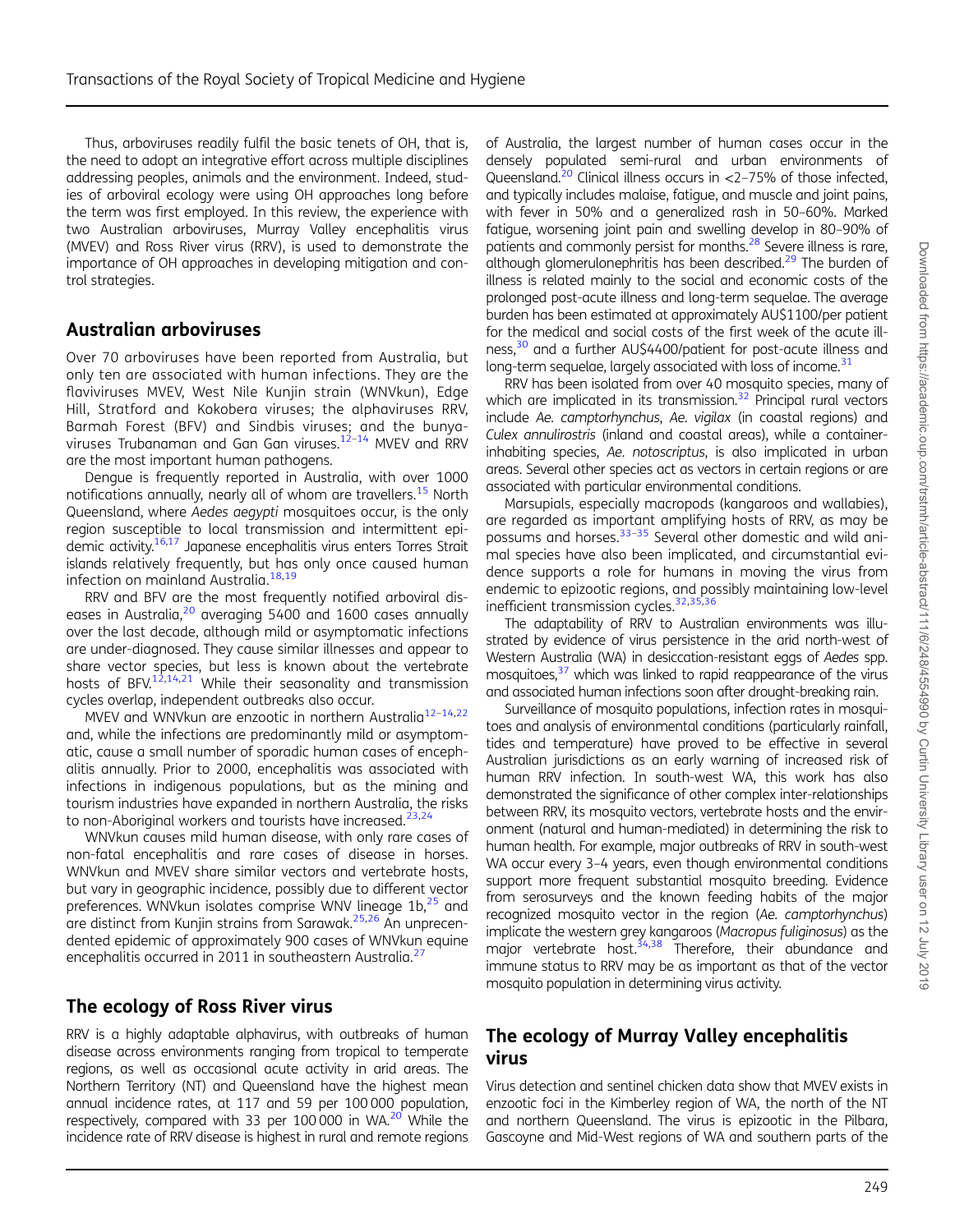Thus, arboviruses readily fulfil the basic tenets of OH, that is, the need to adopt an integrative effort across multiple disciplines addressing peoples, animals and the environment. Indeed, studies of arboviral ecology were using OH approaches long before the term was first employed. In this review, the experience with two Australian arboviruses, Murray Valley encephalitis virus (MVEV) and Ross River virus (RRV), is used to demonstrate the importance of OH approaches in developing mitigation and control strategies.

## Australian arboviruses

Over 70 arboviruses have been reported from Australia, but only ten are associated with human infections. They are the flaviviruses MVEV, West Nile Kunjin strain (WNVkun), Edge Hill, Stratford and Kokobera viruses; the alphaviruses RRV, Barmah Forest (BFV) and Sindbis viruses; and the bunyaviruses Trubanaman and Gan Gan viruses.[12–14] MVEV and RRV are the most important human pathogens.

Dengue is frequently reported in Australia, with over 1000 notifications annually, nearly all of whom are travellers.[15] North Queensland, where *Aedes aegypti* mosquitoes occur, is the only region susceptible to local transmission and intermittent epidemic activity.[16,17] Japanese encephalitis virus enters Torres Strait islands relatively frequently, but has only once caused human infection on mainland Australia.[18,19]

RRV and BFV are the most frequently notified arboviral diseases in Australia,[20] averaging 5400 and 1600 cases annually over the last decade, although mild or asymptomatic infections are under-diagnosed. They cause similar illnesses and appear to share vector species, but less is known about the vertebrate hosts of BFV.[12,14,21] While their seasonality and transmission cycles overlap, independent outbreaks also occur.

MVEV and WNVkun are enzootic in northern Australia[12–14,22] and, while the infections are predominantly mild or asymptomatic, cause a small number of sporadic human cases of encephalitis annually. Prior to 2000, encephalitis was associated with infections in indigenous populations, but as the mining and tourism industries have expanded in northern Australia, the risks to non-Aboriginal workers and tourists have increased.[23,24]

WNVkun causes mild human disease, with only rare cases of non-fatal encephalitis and rare cases of disease in horses. WNVkun and MVEV share similar vectors and vertebrate hosts, but vary in geographic incidence, possibly due to different vector preferences. WNVkun isolates comprise WNV lineage 1b,[25] and are distinct from Kunjin strains from Sarawak.[25,26] An unprecedented epidemic of approximately 900 cases of WNVkun equine encephalitis occurred in 2011 in southeastern Australia.[27]

## The ecology of Ross River virus

RRV is a highly adaptable alphavirus, with outbreaks of human disease across environments ranging from tropical to temperate regions, as well as occasional acute activity in arid areas. The Northern Territory (NT) and Queensland have the highest mean annual incidence rates, at 117 and 59 per 100 000 population, respectively, compared with 33 per 100 000 in WA.[20] While the incidence rate of RRV disease is highest in rural and remote regions of Australia, the largest number of human cases occur in the densely populated semi-rural and urban environments of Queensland.[20] Clinical illness occurs in <2–75% of those infected, and typically includes malaise, fatigue, and muscle and joint pains, with fever in 50% and a generalized rash in 50–60%. Marked fatigue, worsening joint pain and swelling develop in 80–90% of patients and commonly persist for months.[28] Severe illness is rare, although glomerulonephritis has been described.[29] The burden of illness is related mainly to the social and economic costs of the prolonged post-acute illness and long-term sequelae. The average burden has been estimated at approximately AU$1100/per patient for the medical and social costs of the first week of the acute illness,[30] and a further AU$4400/patient for post-acute illness and long-term sequelae, largely associated with loss of income.[31]

RRV has been isolated from over 40 mosquito species, many of which are implicated in its transmission.[32] Principal rural vectors include *Ae. camptorhynchus*, *Ae. vigilax* (in coastal regions) and *Culex annulirostris* (inland and coastal areas), while a container-inhabiting species, *Ae. notoscriptus*, is also implicated in urban areas. Several other species act as vectors in certain regions or are associated with particular environmental conditions.

Marsupials, especially macropods (kangaroos and wallabies), are regarded as important amplifying hosts of RRV, as may be possums and horses.[33–35] Several other domestic and wild animal species have also been implicated, and circumstantial evidence supports a role for humans in moving the virus from endemic to epizootic regions, and possibly maintaining low-level inefficient transmission cycles.[32,35,36]

The adaptability of RRV to Australian environments was illustrated by evidence of virus persistence in the arid north-west of Western Australia (WA) in desiccation-resistant eggs of *Aedes* spp. mosquitoes,[37] which was linked to rapid reappearance of the virus and associated human infections soon after drought-breaking rain.

Surveillance of mosquito populations, infection rates in mosquitoes and analysis of environmental conditions (particularly rainfall, tides and temperature) have proved to be effective in several Australian jurisdictions as an early warning of increased risk of human RRV infection. In south-west WA, this work has also demonstrated the significance of other complex inter-relationships between RRV, its mosquito vectors, vertebrate hosts and the environment (natural and human-mediated) in determining the risk to human health. For example, major outbreaks of RRV in south-west WA occur every 3–4 years, even though environmental conditions support more frequent substantial mosquito breeding. Evidence from serosurveys and the known feeding habits of the major recognized mosquito vector in the region (*Ae. camptorhynchus*) implicate the western grey kangaroos (*Macropus fuliginosus*) as the major vertebrate host.[34,38] Therefore, their abundance and immune status to RRV may be as important as that of the vector mosquito population in determining virus activity.

## The ecology of Murray Valley encephalitis virus

Virus detection and sentinel chicken data show that MVEV exists in enzootic foci in the Kimberley region of WA, the north of the NT and northern Queensland. The virus is epizootic in the Pilbara, Gascoyne and Mid-West regions of WA and southern parts of the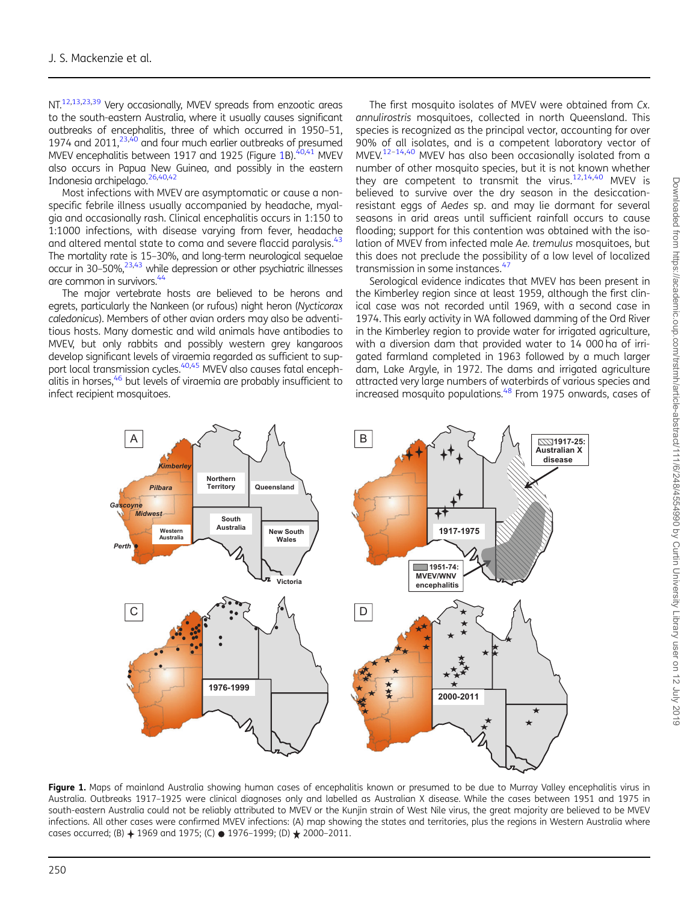NT.[12,13,23,39] Very occasionally, MVEV spreads from enzootic areas to the south-eastern Australia, where it usually causes significant outbreaks of encephalitis, three of which occurred in 1950–51, 1974 and 2011,[23,40] and four much earlier outbreaks of presumed MVEV encephalitis between 1917 and 1925 (Figure 1B).[40,41] MVEV also occurs in Papua New Guinea, and possibly in the eastern Indonesia archipelago.[26,40,42]

Most infections with MVEV are asymptomatic or cause a non-specific febrile illness usually accompanied by headache, myalgia and occasionally rash. Clinical encephalitis occurs in 1:150 to 1:1000 infections, with disease varying from fever, headache and altered mental state to coma and severe flaccid paralysis.[43] The mortality rate is 15–30%, and long-term neurological sequelae occur in 30–50%,[23,43] while depression or other psychiatric illnesses are common in survivors.[44]

The major vertebrate hosts are believed to be herons and egrets, particularly the Nankeen (or rufous) night heron (*Nycticorax caledonicus*). Members of other avian orders may also be adventitious hosts. Many domestic and wild animals have antibodies to MVEV, but only rabbits and possibly western grey kangaroos develop significant levels of viraemia as sufficient to support local transmission cycles.[40,45] MVEV also causes fatal encephalitis in horses,[46] but levels of viraemia are probably insufficient to infect recipient mosquitoes.

The first mosquito isolates of MVEV were obtained from *Cx. annulirostris* mosquitoes, collected in north Queensland. This species is recognized as the principal vector, accounting for over 90% of all isolates, and is a competent laboratory vector of MVEV.[12–14,40] MVEV has also been occasionally isolated from a number of other mosquito species, but it is not known whether they are competent to transmit the virus.[12,14,40] MVEV is believed to survive over the dry season in the desiccation-resistant eggs of *Aedes* sp. and may lie dormant for several seasons in arid areas until sufficient rainfall occurs to cause flooding; support for this contention was obtained with the isolation of MVEV from infected male *Ae. tremulus* mosquitoes, but this does not preclude the possibility of a low level of localized transmission in some instances.[47]

Serological evidence indicates that MVEV has been present in the Kimberley region since at least 1959, although the first clinical case was not recorded until 1969, with a second case in 1974. This early activity in WA followed damming of the Ord River in the Kimberley region to provide water for irrigated agriculture, with a diversion dam that provided water to 14 000 ha of irrigated farmland completed in 1963 followed by a much larger dam, Lake Argyle, in 1972. The dams and irrigated agriculture attracted very large numbers of waterbirds of various species and increased mosquito populations.[48] From 1975 onwards, cases of

**Figure 1.** Maps of mainland Australia showing human cases of encephalitis known or presumed to be due to Murray Valley encephalitis virus in Australia. Outbreaks 1917–1925 were clinical diagnoses only and labelled as Australian X disease. While the cases between 1951 and 1975 in south-eastern Australia could not be reliably attributed to MVEV or the Kunjin strain of West Nile virus, the great majority are believed to be MVEV infections. All other cases were confirmed MVEV infections: (A) map showing the states and territories, plus the regions in Western Australia where cases occurred; (B) ✦ 1969 and 1975; (C) ● 1976–1999; (D) ★ 2000–2011.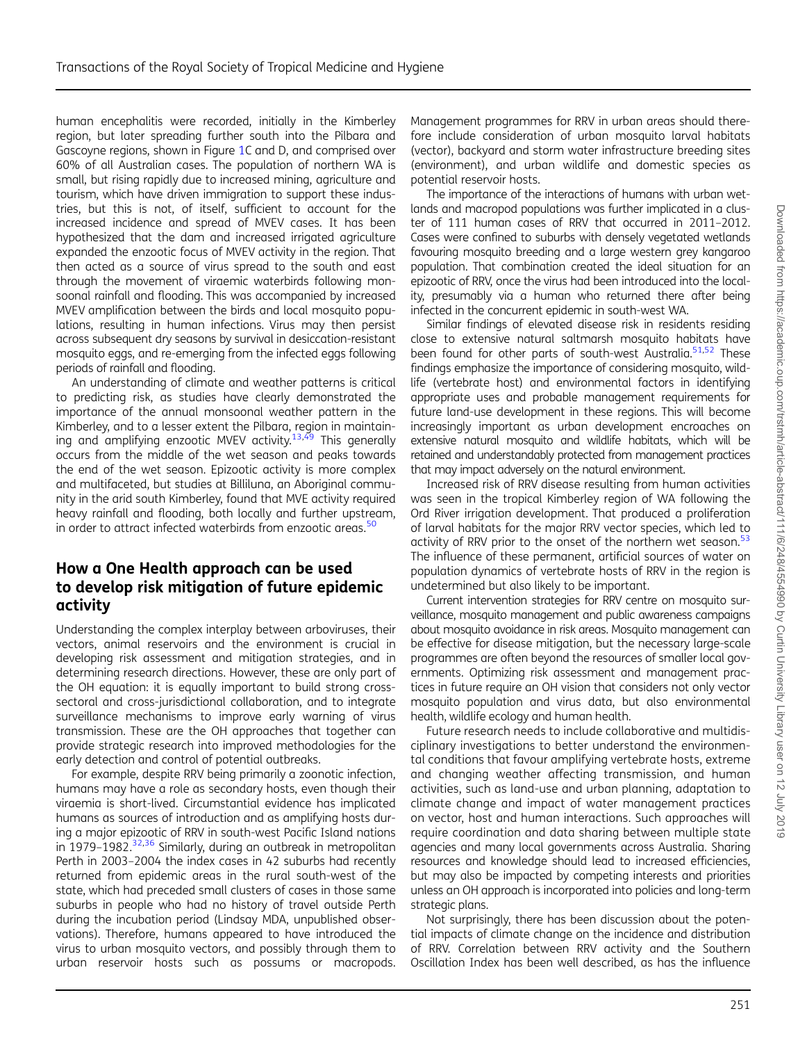human encephalitis were recorded, initially in the Kimberley region, but later spreading further south into the Pilbara and Gascoyne regions, shown in Figure 1C and D, and comprised over 60% of all Australian cases. The population of northern WA is small, but rising rapidly due to increased mining, agriculture and tourism, which have driven immigration to support these industries, but this is not, of itself, sufficient to account for the increased incidence and spread of MVEV cases. It has been hypothesized that the dam and increased irrigated agriculture expanded the enzootic focus of MVEV activity in the region. That then acted as a source of virus spread to the south and east through the movement of viraemic waterbirds following monsoonal rainfall and flooding. This was accompanied by increased MVEV amplification between the birds and local mosquito populations, resulting in human infections. Virus may then persist across subsequent dry seasons by survival in desiccation-resistant mosquito eggs, and re-emerging from the infected eggs following periods of rainfall and flooding.

An understanding of climate and weather patterns is critical to predicting risk, as studies have clearly demonstrated the importance of the annual monsoonal weather pattern in the Kimberley, and to a lesser extent the Pilbara, region in maintaining and amplifying enzootic MVEV activity.[13,49] This generally occurs from the middle of the wet season and peaks towards the end of the wet season. Epizootic activity is more complex and multifaceted, but studies at Billiluna, an Aboriginal community in the arid south Kimberley, found that MVE activity required heavy rainfall and flooding, both locally and further upstream, in order to attract infected waterbirds from enzootic areas.[50]

## How a One Health approach can be used to develop risk mitigation of future epidemic activity

Understanding the complex interplay between arboviruses, their vectors, animal reservoirs and the environment is crucial in developing risk assessment and mitigation strategies, and in determining research directions. However, these are only part of the OH equation: it is equally important to build strong cross-sectoral and cross-jurisdictional collaboration, and to integrate surveillance mechanisms to improve early warning of virus transmission. These are the OH approaches that together can provide strategic research into improved methodologies for the early detection and control of potential outbreaks.

For example, despite RRV being primarily a zoonotic infection, humans may have a role as secondary hosts, even though their viraemia is short-lived. Circumstantial evidence has implicated humans as sources of introduction and as amplifying hosts during a major epizootic of RRV in south-west Pacific Island nations in 1979–1982.[32,36] Similarly, during an outbreak in metropolitan Perth in 2003–2004 the index cases in 42 suburbs had recently returned from epidemic areas in the rural south-west of the state, which had preceded small clusters of cases in those same suburbs in people who had no history of travel outside Perth during the incubation period (Lindsay MDA, unpublished observations). Therefore, humans appeared to have introduced the virus to urban mosquito vectors, and possibly through them to urban reservoir hosts such as possums or macropods. Management programmes for RRV in urban areas should therefore include consideration of urban mosquito larval habitats (vector), backyard and storm water infrastructure breeding sites (environment), and urban wildlife and domestic species as potential reservoir hosts.

The importance of the interactions of humans with urban wetlands and macropod populations was further implicated in a cluster of 111 human cases of RRV that occurred in 2011–2012. Cases were confined to suburbs with densely vegetated wetlands favouring mosquito breeding and a large western grey kangaroo population. That combination created the ideal situation for an epizootic of RRV, once the virus had been introduced into the locality, presumably via a human who returned there after being infected in the concurrent epidemic in south-west WA.

Similar findings of elevated disease risk in residents residing close to extensive natural saltmarsh mosquito habitats have been found for other parts of south-west Australia.[51,52] These findings emphasize the importance of considering mosquito, wildlife (vertebrate host) and environmental factors in identifying appropriate uses and probable management requirements for future land-use development in these regions. This will become increasingly important as urban development encroaches on extensive natural mosquito and wildlife habitats, which will be retained and understandably protected from management practices that may impact adversely on the natural environment.

Increased risk of RRV disease resulting from human activities was seen in the tropical Kimberley region of WA following the Ord River irrigation development. That produced a proliferation of larval habitats for the major RRV vector species, which led to activity of RRV prior to the onset of the northern wet season.[53] The influence of these permanent, artificial sources of water on population dynamics of vertebrate hosts of RRV in the region is undetermined but also likely to be important.

Current intervention strategies for RRV centre on mosquito surveillance, mosquito management and public awareness campaigns about mosquito avoidance in risk areas. Mosquito management can be effective for disease mitigation, but the necessary large-scale programmes are often beyond the resources of smaller local governments. Optimizing risk assessment and management practices in future require an OH vision that considers not only vector mosquito population and virus data, but also environmental health, wildlife ecology and human health.

Future research needs to include collaborative and multidisciplinary investigations to better understand the environmental conditions that favour amplifying vertebrate hosts, extreme and changing weather affecting transmission, and human activities, such as land-use and urban planning, adaptation to climate change and impact of water management practices on vector, host and human interactions. Such approaches will require coordination and data sharing between multiple state agencies and many local governments across Australia. Sharing resources and knowledge should lead to increased efficiencies, but may also be impacted by competing interests and priorities unless an OH approach is incorporated into policies and long-term strategic plans.

Not surprisingly, there has been discussion about the potential impacts of climate change on the incidence and distribution of RRV. Correlation between RRV activity and the Southern Oscillation Index has been well described, as has the influence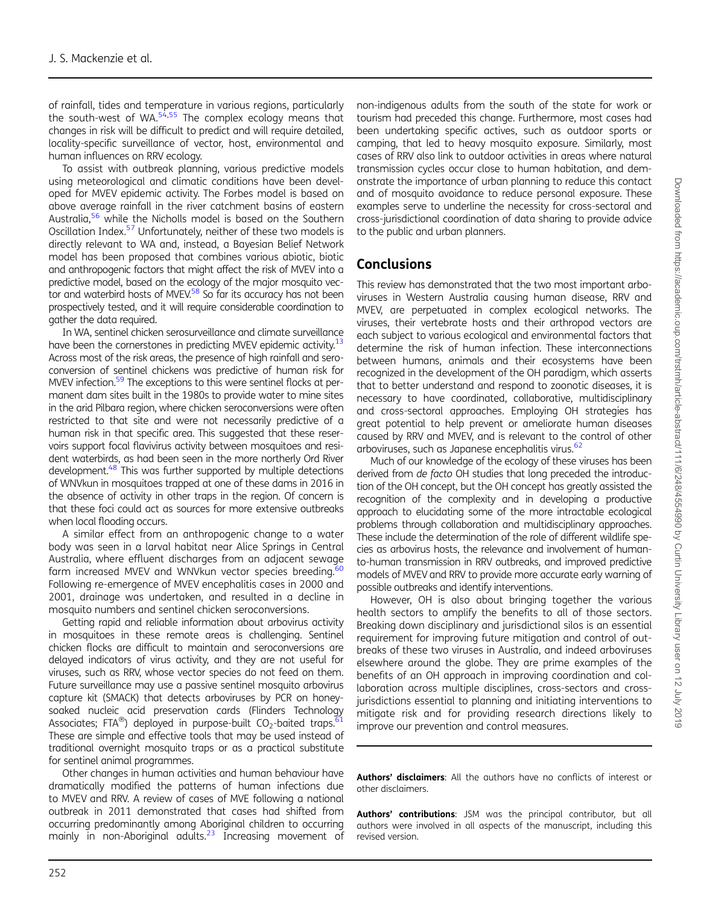of rainfall, tides and temperature in various regions, particularly the south-west of WA.[54,55] The complex ecology means that changes in risk will be difficult to predict and will require detailed, locality-specific surveillance of vector, host, environmental and human influences on RRV ecology.

To assist with outbreak planning, various predictive models using meteorological and climatic conditions have been developed for MVEV epidemic activity. The Forbes model is based on above average rainfall in the river catchment basins of eastern Australia,[56] while the Nicholls model is based on the Southern Oscillation Index.[57] Unfortunately, neither of these two models is directly relevant to WA and, instead, a Bayesian Belief Network model has been proposed that combines various abiotic, biotic and anthropogenic factors that might affect the risk of MVEV into a predictive model, based on the ecology of the major mosquito vector and waterbird hosts of MVEV.[58] So far its accuracy has not been prospectively tested, and it will require considerable coordination to gather the data required.

In WA, sentinel chicken serosurveillance and climate surveillance have been the cornerstones in predicting MVEV epidemic activity.[13] Across most of the risk areas, the presence of high rainfall and seroconversion of sentinel chickens was predictive of human risk for MVEV infection.[59] The exceptions to this were sentinel flocks at permanent dam sites built in the 1980s to provide water to mine sites in the arid Pilbara region, where chicken seroconversions were often restricted to that site and were not necessarily predictive of a human risk in that specific area. This suggested that these reservoirs support focal flavivirus activity between mosquitoes and resident waterbirds, as had been seen in the more northerly Ord River development.[48] This was further supported by multiple detections of WNVkun in mosquitoes trapped at one of these dams in 2016 in the absence of activity in other traps in the region. Of concern is that these foci could act as sources for more extensive outbreaks when local flooding occurs.

A similar effect from an anthropogenic change to a water body was seen in a larval habitat near Alice Springs in Central Australia, where effluent discharges from an adjacent sewage farm increased MVEV and WNVkun vector species breeding.[60] Following re-emergence of MVEV encephalitis cases in 2000 and 2001, drainage was undertaken, and resulted in a decline in mosquito numbers and sentinel chicken seroconversions.

Getting rapid and reliable information about arbovirus activity in mosquitoes in these remote areas is challenging. Sentinel chicken flocks are difficult to maintain and seroconversions are delayed indicators of virus activity, and they are not useful for viruses, such as RRV, whose vector species do not feed on them. Future surveillance may use a passive sentinel mosquito arbovirus capture kit (SMACK) that detects arboviruses by PCR on honey-soaked nucleic acid preservation cards (Flinders Technology Associates; FTA®) deployed in purpose-built $CO_2$-baited traps.[61] These are simple and effective tools that may be used instead of traditional overnight mosquito traps or as a practical substitute for sentinel animal programmes.

Other changes in human activities and human behaviour have dramatically modified the patterns of human infections due to MVEV and RRV. A review of cases of MVE following a national outbreak in 2011 demonstrated that cases had shifted from occurring predominantly among Aboriginal children to occurring mainly in non-Aboriginal adults.[23] Increasing movement of non-indigenous adults from the south of the state for work or tourism had preceded this change. Furthermore, most cases had been undertaking specific actives, such as outdoor sports or camping, that led to heavy mosquito exposure. Similarly, most cases of RRV also link to outdoor activities in areas where natural transmission cycles occur close to human habitation, and demonstrate the importance of urban planning to reduce this contact and of mosquito avoidance to reduce personal exposure. These examples serve to underline the necessity for cross-sectoral and cross-jurisdictional coordination of data sharing to provide advice to the public and urban planners.

## Conclusions

This review has demonstrated that the two most important arboviruses in Western Australia causing human disease, RRV and MVEV, are perpetuated in complex ecological networks. The viruses, their vertebrate hosts and their arthropod vectors are each subject to various ecological and environmental factors that determine the risk of human infection. These interconnections between humans, animals and their ecosystems have been recognized in the development of the OH paradigm, which asserts that to better understand and respond to zoonotic diseases, it is necessary to have coordinated, collaborative, multidisciplinary and cross-sectoral approaches. Employing OH strategies has great potential to help prevent or ameliorate human diseases caused by RRV and MVEV, and is relevant to the control of other arboviruses, such as Japanese encephalitis virus.[62]

Much of our knowledge of the ecology of these viruses has been derived from *de facto* OH studies that long preceded the introduction of the OH concept, but the OH concept has greatly assisted the recognition of the complexity and in developing a productive approach to elucidating some of the more intractable ecological problems through collaboration and multidisciplinary approaches. These include the determination of the role of different wildlife species as arbovirus hosts, the relevance and involvement of human-to-human transmission in RRV outbreaks, and improved predictive models of MVEV and RRV to provide more accurate early warning of possible outbreaks and identify interventions.

However, OH is also about bringing together the various health sectors to amplify the benefits to all of those sectors. Breaking down disciplinary and jurisdictional silos is an essential requirement for improving future mitigation and control of outbreaks of these two viruses in Australia, and indeed arboviruses elsewhere around the globe. They are prime examples of the benefits of an OH approach in improving coordination and collaboration across multiple disciplines, cross-sectors and cross-jurisdictions essential to planning and initiating interventions to mitigate risk and for providing research directions likely to improve our prevention and control measures.

**Authors' disclaimers**: All the authors have no conflicts of interest or other disclaimers.

**Authors' contributions**: JSM was the principal contributor, but all authors were involved in all aspects of the manuscript, including this revised version.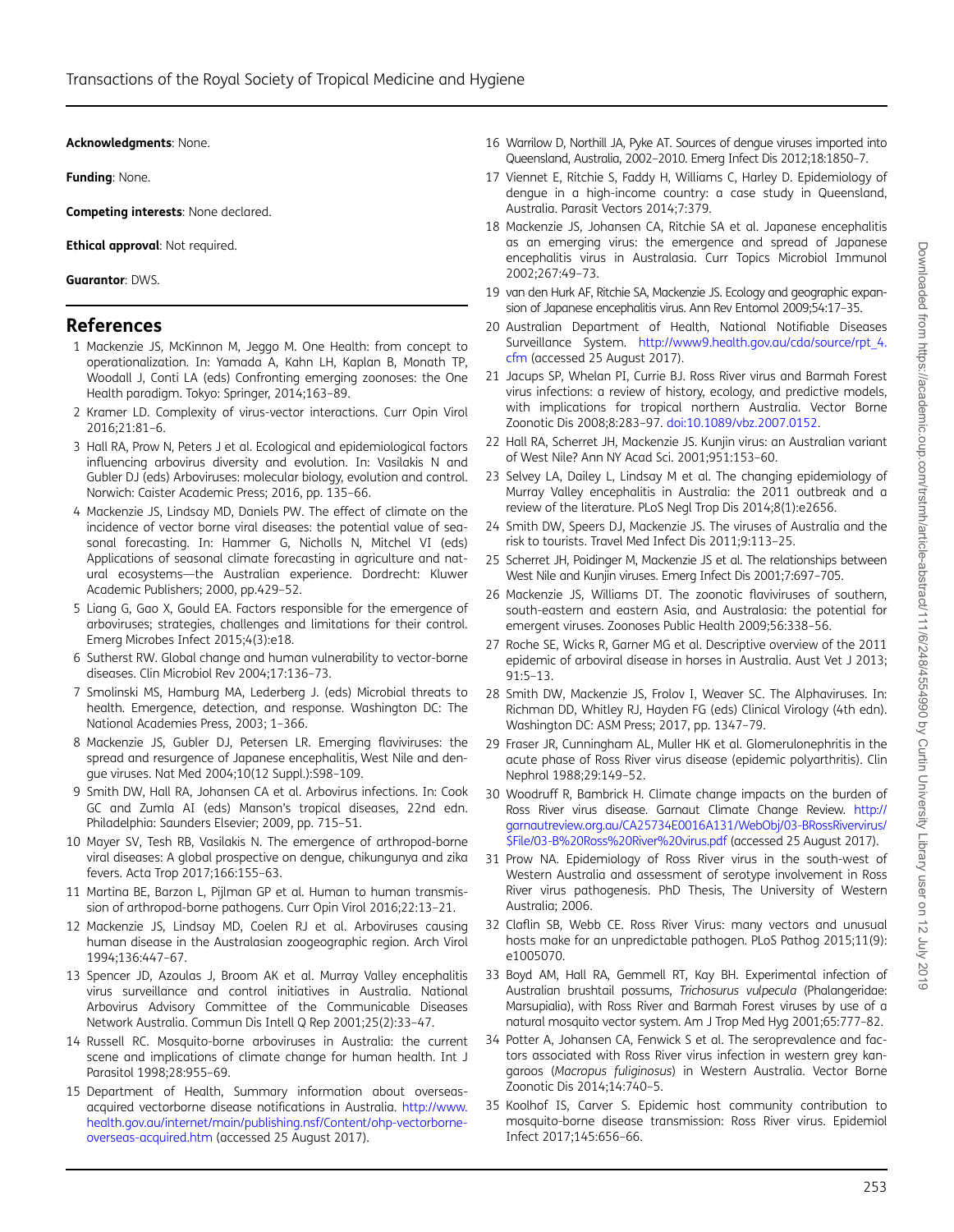**Acknowledgments**: None.

**Funding**: None.

**Competing interests**: None declared.

**Ethical approval**: Not required.

**Guarantor**: DWS.

## References

1. Mackenzie JS, McKinnon M, Jeggo M. One Health: from concept to operationalization. In: Yamada A, Kahn LH, Kaplan B, Monath TP, Woodall J, Conti LA (eds) Confronting emerging zoonoses: the One Health paradigm. Tokyo: Springer, 2014;163–89.
2. Kramer LD. Complexity of virus-vector interactions. Curr Opin Virol 2016;21:81–6.
3. Hall RA, Prow N, Peters J et al. Ecological and epidemiological factors influencing arbovirus diversity and evolution. In: Vasilakis N and Gubler DJ (eds) Arboviruses: molecular biology, evolution and control. Norwich: Caister Academic Press; 2016, pp. 135–66.
4. Mackenzie JS, Lindsay MD, Daniels PW. The effect of climate on the incidence of vector borne viral diseases: the potential value of seasonal forecasting. In: Hammer G, Nicholls N, Mitchel VI (eds) Applications of seasonal climate forecasting in agriculture and natural ecosystems—the Australian experience. Dordrecht: Kluwer Academic Publishers; 2000, pp.429–52.
5. Liang G, Gao X, Gould EA. Factors responsible for the emergence of arboviruses; strategies, challenges and limitations for their control. Emerg Microbes Infect 2015;4(3):e18.
6. Sutherst RW. Global change and human vulnerability to vector-borne diseases. Clin Microbiol Rev 2004;17:136–73.
7. Smolinski MS, Hamburg MA, Lederberg J. (eds) Microbial threats to health. Emergence, detection, and response. Washington DC: The National Academies Press, 2003; 1–366.
8. Mackenzie JS, Gubler DJ, Petersen LR. Emerging flaviviruses: the spread and resurgence of Japanese encephalitis, West Nile and dengue viruses. Nat Med 2004;10(12 Suppl.):S98–109.
9. Smith DW, Hall RA, Johansen CA et al. Arbovirus infections. In: Cook GC and Zumla AI (eds) Manson's tropical diseases, 22nd edn. Philadelphia: Saunders Elsevier; 2009, pp. 715–51.
10. Mayer SV, Tesh RB, Vasilakis N. The emergence of arthropod-borne viral diseases: A global prospective on dengue, chikungunya and zika fevers. Acta Trop 2017;166:155–63.
11. Martina BE, Barzon L, Pijlman GP et al. Human to human transmission of arthropod-borne pathogens. Curr Opin Virol 2016;22:13–21.
12. Mackenzie JS, Lindsay MD, Coelen RJ et al. Arboviruses causing human disease in the Australasian zoogeographic region. Arch Virol 1994;136:447–67.
13. Spencer JD, Azoulas J, Broom AK et al. Murray Valley encephalitis virus surveillance and control initiatives in Australia. National Arbovirus Advisory Committee of the Communicable Diseases Network Australia. Commun Dis Intell Q Rep 2001;25(2):33–47.
14. Russell RC. Mosquito-borne arboviruses in Australia: the current scene and implications of climate change for human health. Int J Parasitol 1998;28:955–69.
15. Department of Health, Summary information about overseas-acquired vectorborne disease notifications in Australia. http://www.health.gov.au/internet/main/publishing.nsf/Content/ohp-vectorborne-overseas-acquired.htm (accessed 25 August 2017).
16. Warrilow D, Northill JA, Pyke AT. Sources of dengue viruses imported into Queensland, Australia, 2002–2010. Emerg Infect Dis 2012;18:1850–7.
17. Viennet E, Ritchie S, Faddy H, Williams C, Harley D. Epidemiology of dengue in a high-income country: a case study in Queensland, Australia. Parasit Vectors 2014;7:379.
18. Mackenzie JS, Johansen CA, Ritchie SA et al. Japanese encephalitis as an emerging virus: the emergence and spread of Japanese encephalitis virus in Australasia. Curr Topics Microbiol Immunol 2002;267:49–73.
19. van den Hurk AF, Ritchie SA, Mackenzie JS. Ecology and geographic expansion of Japanese encephalitis virus. Ann Rev Entomol 2009;54:17–35.
20. Australian Department of Health, National Notifiable Diseases Surveillance System. http://www9.health.gov.au/cda/source/rpt_4.cfm (accessed 25 August 2017).
21. Jacups SP, Whelan PI, Currie BJ. Ross River virus and Barmah Forest virus infections: a review of history, ecology, and predictive models, with implications for tropical northern Australia. Vector Borne Zoonotic Dis 2008;8:283–97. doi:10.1089/vbz.2007.0152.
22. Hall RA, Scherret JH, Mackenzie JS. Kunjin virus: an Australian variant of West Nile? Ann NY Acad Sci. 2001;951:153–60.
23. Selvey LA, Dailey L, Lindsay M et al. The changing epidemiology of Murray Valley encephalitis in Australia: the 2011 outbreak and a review of the literature. PLoS Negl Trop Dis 2014;8(1):e2656.
24. Smith DW, Speers DJ, Mackenzie JS. The viruses of Australia and the risk to tourists. Travel Med Infect Dis 2011;9:113–25.
25. Scherret JH, Poidinger M, Mackenzie JS et al. The relationships between West Nile and Kunjin viruses. Emerg Infect Dis 2001;7:697–705.
26. Mackenzie JS, Williams DT. The zoonotic flaviviruses of southern, south-eastern and eastern Asia, and Australasia: the potential for emergent viruses. Zoonoses Public Health 2009;56:338–56.
27. Roche SE, Wicks R, Garner MG et al. Descriptive overview of the 2011 epidemic of arboviral disease in horses in Australia. Aust Vet J 2013; 91:5–13.
28. Smith DW, Mackenzie JS, Frolov I, Weaver SC. The Alphaviruses. In: Richman DD, Whitley RJ, Hayden FG (eds) Clinical Virology (4th edn). Washington DC: ASM Press; 2017, pp. 1347–79.
29. Fraser JR, Cunningham AL, Muller HK et al. Glomerulonephritis in the acute phase of Ross River virus disease (epidemic polyarthritis). Clin Nephrol 1988;29:149–52.
30. Woodruff R, Bambrick H. Climate change impacts on the burden of Ross River virus disease. Garnaut Climate Change Review. http://garnautreview.org.au/CA25734E0016A131/WebObj/03-BRossRivervirus/$File/03-B%20Ross%20River%20virus.pdf (accessed 25 August 2017).
31. Prow NA. Epidemiology of Ross River virus in the south-west of Western Australia and assessment of serotype involvement in Ross River virus pathogenesis. PhD Thesis, The University of Western Australia; 2006.
32. Claflin SB, Webb CE. Ross River Virus: many vectors and unusual hosts make for an unpredictable pathogen. PLoS Pathog 2015;11(9): e1005070.
33. Boyd AM, Hall RA, Gemmell RT, Kay BH. Experimental infection of Australian brushtail possums, *Trichosurus vulpecula* (Phalangeridae: Marsupialia), with Ross River and Barmah Forest viruses by use of a natural mosquito vector system. Am J Trop Med Hyg 2001;65:777–82.
34. Potter A, Johansen CA, Fenwick S et al. The seroprevalence and factors associated with Ross River virus infection in western grey kangaroos (*Macropus fuliginosus*) in Western Australia. Vector Borne Zoonotic Dis 2014;14:740–5.
35. Koolhof IS, Carver S. Epidemic host community contribution to mosquito-borne disease transmission: Ross River virus. Epidemiol Infect 2017;145:656–66.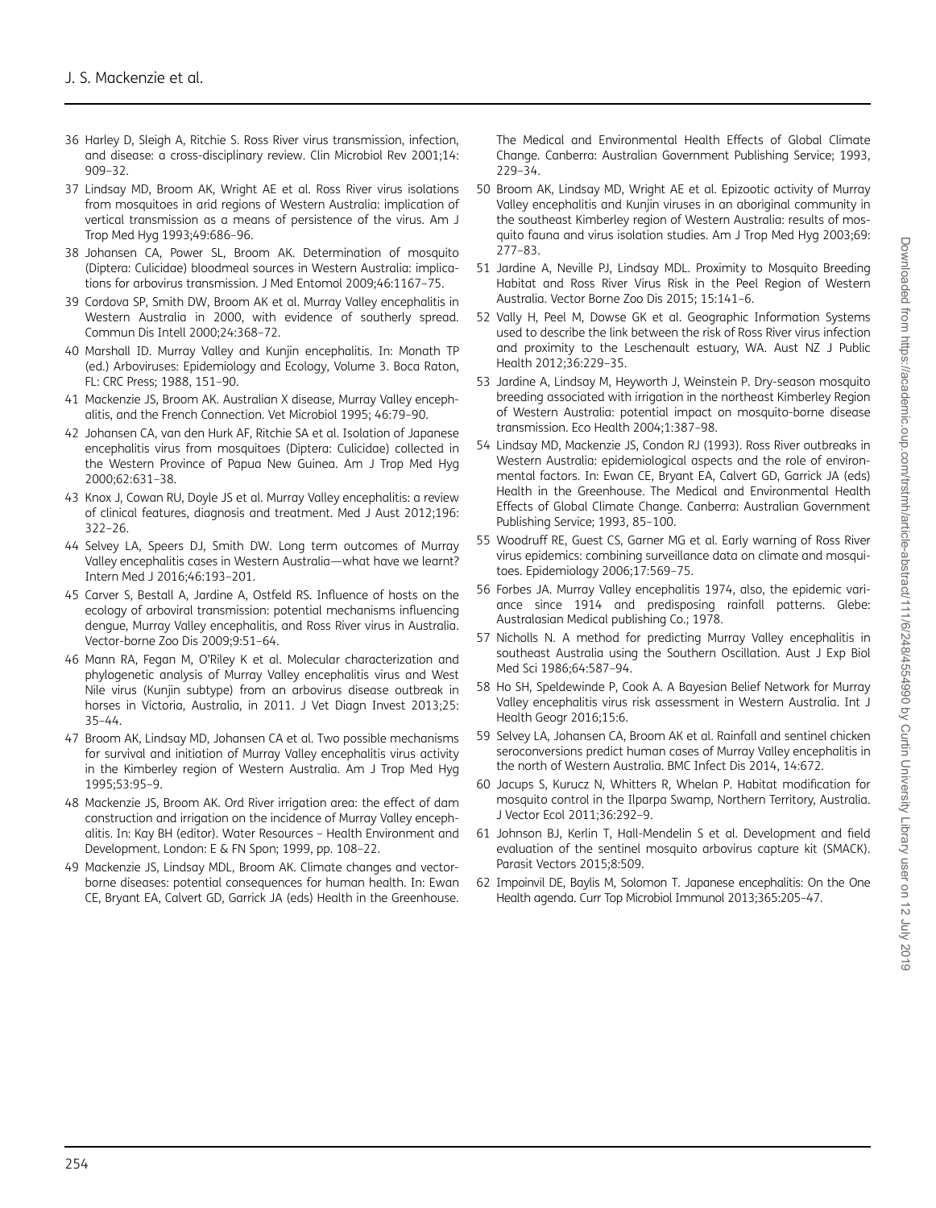36 Harley D, Sleigh A, Ritchie S. Ross River virus transmission, infection, and disease: a cross-disciplinary review. Clin Microbiol Rev 2001;14: 909–32.

37 Lindsay MD, Broom AK, Wright AE et al. Ross River virus isolations from mosquitoes in arid regions of Western Australia: implication of vertical transmission as a means of persistence of the virus. Am J Trop Med Hyg 1993;49:686–96.

38 Johansen CA, Power SL, Broom AK. Determination of mosquito (Diptera: Culicidae) bloodmeal sources in Western Australia: implications for arbovirus transmission. J Med Entomol 2009;46:1167–75.

39 Cordova SP, Smith DW, Broom AK et al. Murray Valley encephalitis in Western Australia in 2000, with evidence of southerly spread. Commun Dis Intell 2000;24:368–72.

40 Marshall ID. Murray Valley and Kunjin encephalitis. In: Monath TP (ed.) Arboviruses: Epidemiology and Ecology, Volume 3. Boca Raton, FL: CRC Press; 1988, 151–90.

41 Mackenzie JS, Broom AK. Australian X disease, Murray Valley encephalitis, and the French Connection. Vet Microbiol 1995; 46:79–90.

42 Johansen CA, van den Hurk AF, Ritchie SA et al. Isolation of Japanese encephalitis virus from mosquitoes (Diptera: Culicidae) collected in the Western Province of Papua New Guinea. Am J Trop Med Hyg 2000;62:631–38.

43 Knox J, Cowan RU, Doyle JS et al. Murray Valley encephalitis: a review of clinical features, diagnosis and treatment. Med J Aust 2012;196: 322–26.

44 Selvey LA, Speers DJ, Smith DW. Long term outcomes of Murray Valley encephalitis cases in Western Australia—what have we learnt? Intern Med J 2016;46:193–201.

45 Carver S, Bestall A, Jardine A, Ostfeld RS. Influence of hosts on the ecology of arboviral transmission: potential mechanisms influencing dengue, Murray Valley encephalitis, and Ross River virus in Australia. Vector-borne Zoo Dis 2009;9:51–64.

46 Mann RA, Fegan M, O'Riley K et al. Molecular characterization and phylogenetic analysis of Murray Valley encephalitis virus and West Nile virus (Kunjin subtype) from an arbovirus disease outbreak in horses in Victoria, Australia, in 2011. J Vet Diagn Invest 2013;25: 35–44.

47 Broom AK, Lindsay MD, Johansen CA et al. Two possible mechanisms for survival and initiation of Murray Valley encephalitis virus activity in the Kimberley region of Western Australia. Am J Trop Med Hyg 1995;53:95–9.

48 Mackenzie JS, Broom AK. Ord River irrigation area: the effect of dam construction and irrigation on the incidence of Murray Valley encephalitis. In: Kay BH (editor). Water Resources – Health Environment and Development. London: E & FN Spon; 1999, pp. 108–22.

49 Mackenzie JS, Lindsay MDL, Broom AK. Climate changes and vector-borne diseases: potential consequences for human health. In: Ewan CE, Bryant EA, Calvert GD, Garrick JA (eds) Health in the Greenhouse. The Medical and Environmental Health Effects of Global Climate Change. Canberra: Australian Government Publishing Service; 1993, 229–34.

50 Broom AK, Lindsay MD, Wright AE et al. Epizootic activity of Murray Valley encephalitis and Kunjin viruses in an aboriginal community in the southeast Kimberley region of Western Australia: results of mosquito fauna and virus isolation studies. Am J Trop Med Hyg 2003;69: 277–83.

51 Jardine A, Neville PJ, Lindsay MDL. Proximity to Mosquito Breeding Habitat and Ross River Virus Risk in the Peel Region of Western Australia. Vector Borne Zoo Dis 2015; 15:141–6.

52 Vally H, Peel M, Dowse GK et al. Geographic Information Systems used to describe the link between the risk of Ross River virus infection and proximity to the Leschenault estuary, WA. Aust NZ J Public Health 2012;36:229–35.

53 Jardine A, Lindsay M, Heyworth J, Weinstein P. Dry-season mosquito breeding associated with irrigation in the northeast Kimberley Region of Western Australia: potential impact on mosquito-borne disease transmission. Eco Health 2004;1:387–98.

54 Lindsay MD, Mackenzie JS, Condon RJ (1993). Ross River outbreaks in Western Australia: epidemiological aspects and the role of environmental factors. In: Ewan CE, Bryant EA, Calvert GD, Garrick JA (eds) Health in the Greenhouse. The Medical and Environmental Health Effects of Global Climate Change. Canberra: Australian Government Publishing Service; 1993, 85–100.

55 Woodruff RE, Guest CS, Garner MG et al. Early warning of Ross River virus epidemics: combining surveillance data on climate and mosquitoes. Epidemiology 2006;17:569–75.

56 Forbes JA. Murray Valley encephalitis 1974, also, the epidemic variance since 1914 and predisposing rainfall patterns. Glebe: Australasian Medical publishing Co.; 1978.

57 Nicholls N. A method for predicting Murray Valley encephalitis in southeast Australia using the Southern Oscillation. Aust J Exp Biol Med Sci 1986;64:587–94.

58 Ho SH, Speldewinde P, Cook A. A Bayesian Belief Network for Murray Valley encephalitis virus risk assessment in Western Australia. Int J Health Geogr 2016;15:6.

59 Selvey LA, Johansen CA, Broom AK et al. Rainfall and sentinel chicken seroconversions predict human cases of Murray Valley encephalitis in the north of Western Australia. BMC Infect Dis 2014, 14:672.

60 Jacups S, Kurucz N, Whitters R, Whelan P. Habitat modification for mosquito control in the Ilparpa Swamp, Northern Territory, Australia. J Vector Ecol 2011;36:292–9.

61 Johnson BJ, Kerlin T, Hall-Mendelin S et al. Development and field evaluation of the sentinel mosquito arbovirus capture kit (SMACK). Parasit Vectors 2015;8:509.

62 Impoinvil DE, Baylis M, Solomon T. Japanese encephalitis: On the One Health agenda. Curr Top Microbiol Immunol 2013;365:205–47.